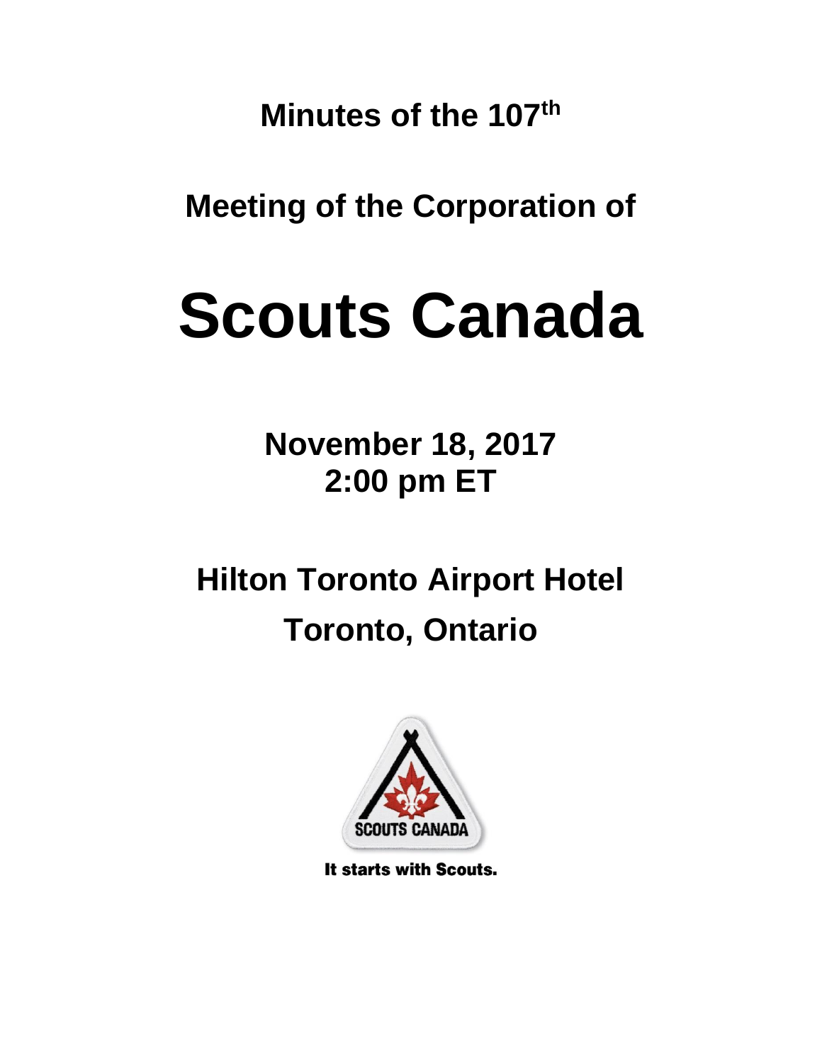**Minutes of the 107th**

**Meeting of the Corporation of**

# Scouts Canada

**November 18, 2017**
**2:00 pm ET**

**Hilton Toronto Airport Hotel**
**Toronto, Ontario**

SCOUTS CANADA

It starts with Scouts.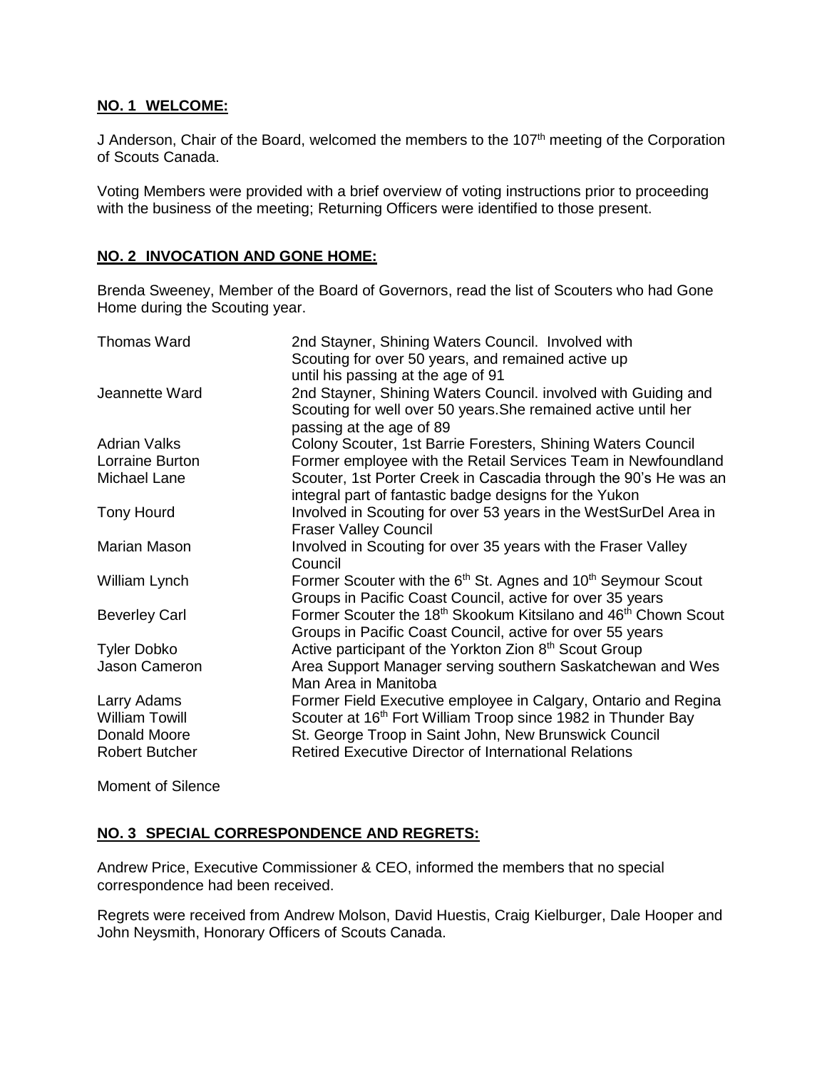**NO. 1 WELCOME:**

J Anderson, Chair of the Board, welcomed the members to the 107th meeting of the Corporation of Scouts Canada.

Voting Members were provided with a brief overview of voting instructions prior to proceeding with the business of the meeting; Returning Officers were identified to those present.

**NO. 2 INVOCATION AND GONE HOME:**

Brenda Sweeney, Member of the Board of Governors, read the list of Scouters who had Gone Home during the Scouting year.

| | |
|---|---|
| Thomas Ward | 2nd Stayner, Shining Waters Council. Involved with Scouting for over 50 years, and remained active up until his passing at the age of 91 |
| Jeannette Ward | 2nd Stayner, Shining Waters Council. involved with Guiding and Scouting for well over 50 years.She remained active until her passing at the age of 89 |
| Adrian Valks | Colony Scouter, 1st Barrie Foresters, Shining Waters Council |
| Lorraine Burton | Former employee with the Retail Services Team in Newfoundland |
| Michael Lane | Scouter, 1st Porter Creek in Cascadia through the 90's He was an integral part of fantastic badge designs for the Yukon |
| Tony Hourd | Involved in Scouting for over 53 years in the WestSurDel Area in Fraser Valley Council |
| Marian Mason | Involved in Scouting for over 35 years with the Fraser Valley Council |
| William Lynch | Former Scouter with the 6th St. Agnes and 10th Seymour Scout Groups in Pacific Coast Council, active for over 35 years |
| Beverley Carl | Former Scouter the 18th Skookum Kitsilano and 46th Chown Scout Groups in Pacific Coast Council, active for over 55 years |
| Tyler Dobko | Active participant of the Yorkton Zion 8th Scout Group |
| Jason Cameron | Area Support Manager serving southern Saskatchewan and Wes Man Area in Manitoba |
| Larry Adams | Former Field Executive employee in Calgary, Ontario and Regina |
| William Towill | Scouter at 16th Fort William Troop since 1982 in Thunder Bay |
| Donald Moore | St. George Troop in Saint John, New Brunswick Council |
| Robert Butcher | Retired Executive Director of International Relations |

Moment of Silence

**NO. 3 SPECIAL CORRESPONDENCE AND REGRETS:**

Andrew Price, Executive Commissioner & CEO, informed the members that no special correspondence had been received.

Regrets were received from Andrew Molson, David Huestis, Craig Kielburger, Dale Hooper and John Neysmith, Honorary Officers of Scouts Canada.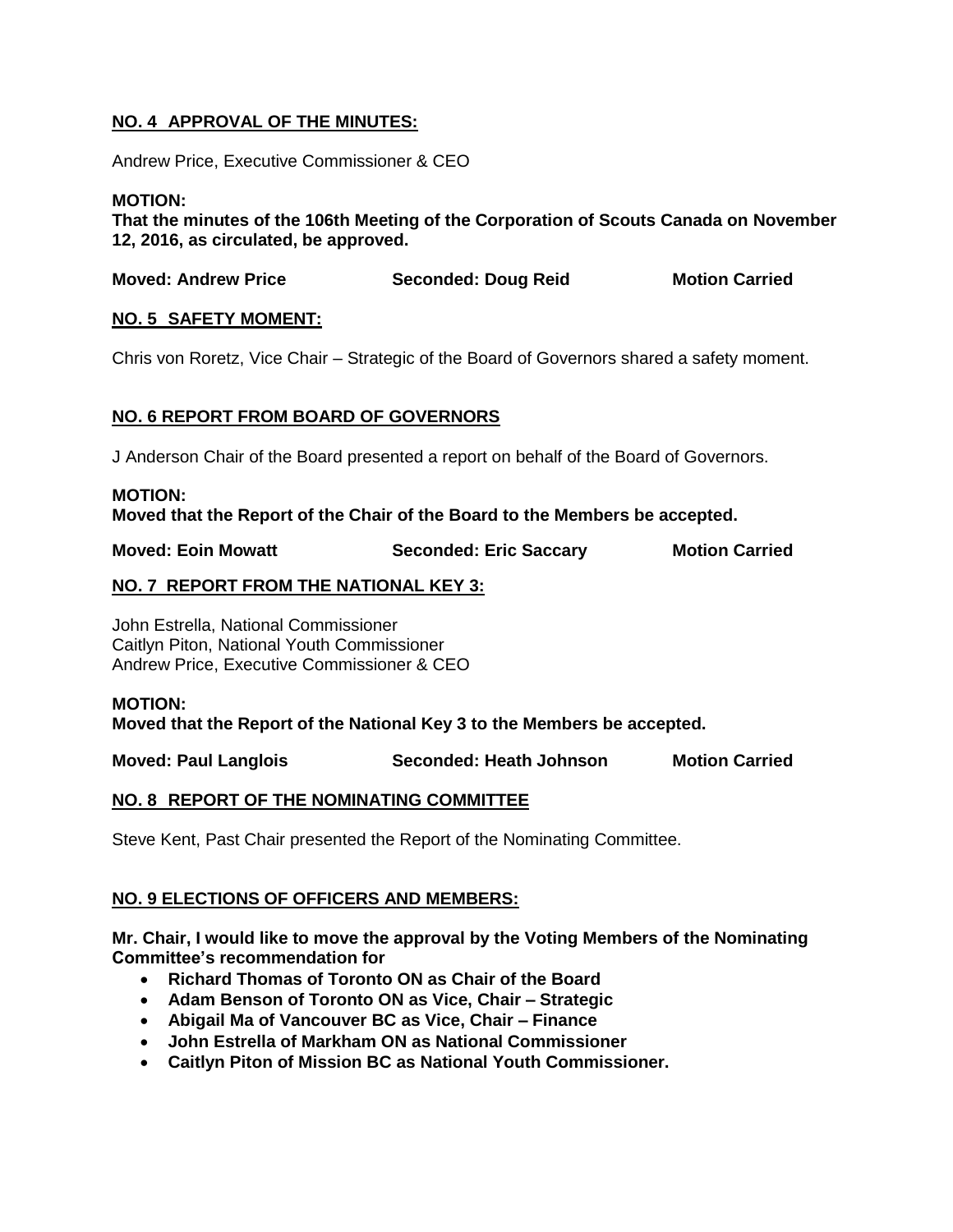## NO. 4 APPROVAL OF THE MINUTES:

Andrew Price, Executive Commissioner & CEO

**MOTION:**
**That the minutes of the 106th Meeting of the Corporation of Scouts Canada on November 12, 2016, as circulated, be approved.**

**Moved: Andrew Price** **Seconded: Doug Reid** **Motion Carried**

## NO. 5 SAFETY MOMENT:

Chris von Roretz, Vice Chair – Strategic of the Board of Governors shared a safety moment.

## NO. 6 REPORT FROM BOARD OF GOVERNORS

J Anderson Chair of the Board presented a report on behalf of the Board of Governors.

**MOTION:**
**Moved that the Report of the Chair of the Board to the Members be accepted.**

**Moved: Eoin Mowatt** **Seconded: Eric Saccary** **Motion Carried**

## NO. 7 REPORT FROM THE NATIONAL KEY 3:

John Estrella, National Commissioner
Caitlyn Piton, National Youth Commissioner
Andrew Price, Executive Commissioner & CEO

**MOTION:**
**Moved that the Report of the National Key 3 to the Members be accepted.**

**Moved: Paul Langlois** **Seconded: Heath Johnson** **Motion Carried**

## NO. 8 REPORT OF THE NOMINATING COMMITTEE

Steve Kent, Past Chair presented the Report of the Nominating Committee.

## NO. 9 ELECTIONS OF OFFICERS AND MEMBERS:

**Mr. Chair, I would like to move the approval by the Voting Members of the Nominating Committee's recommendation for**

- **Richard Thomas of Toronto ON as Chair of the Board**
- **Adam Benson of Toronto ON as Vice, Chair – Strategic**
- **Abigail Ma of Vancouver BC as Vice, Chair – Finance**
- **John Estrella of Markham ON as National Commissioner**
- **Caitlyn Piton of Mission BC as National Youth Commissioner.**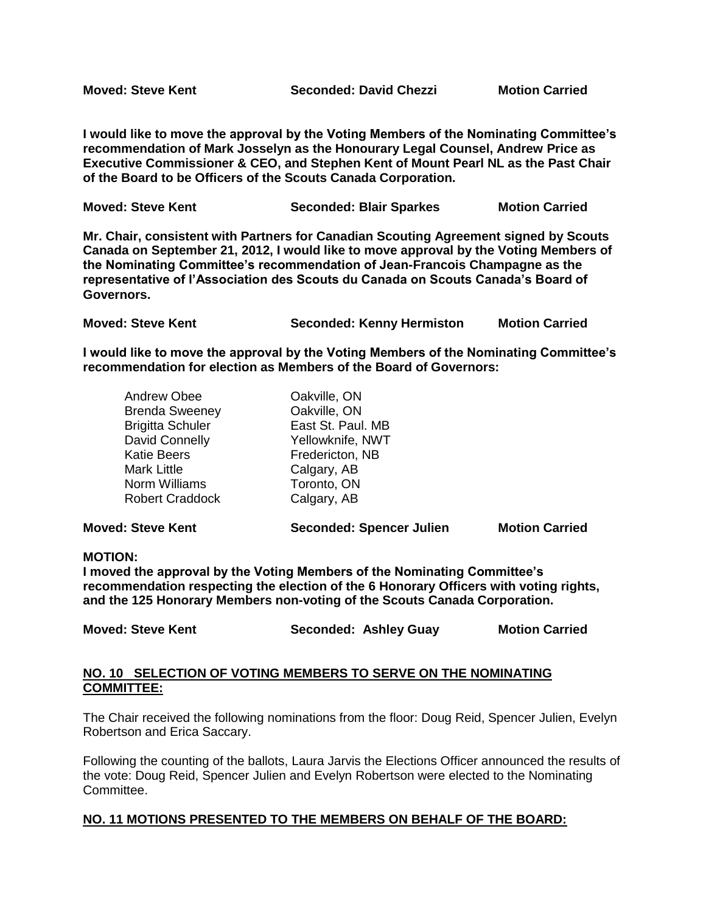**Moved: Steve Kent Seconded: David Chezzi Motion Carried**

**I would like to move the approval by the Voting Members of the Nominating Committee's recommendation of Mark Josselyn as the Honourary Legal Counsel, Andrew Price as Executive Commissioner & CEO, and Stephen Kent of Mount Pearl NL as the Past Chair of the Board to be Officers of the Scouts Canada Corporation.**

**Moved: Steve Kent Seconded: Blair Sparkes Motion Carried**

**Mr. Chair, consistent with Partners for Canadian Scouting Agreement signed by Scouts Canada on September 21, 2012, I would like to move approval by the Voting Members of the Nominating Committee's recommendation of Jean-Francois Champagne as the representative of l'Association des Scouts du Canada on Scouts Canada's Board of Governors.**

**Moved: Steve Kent Seconded: Kenny Hermiston Motion Carried**

**I would like to move the approval by the Voting Members of the Nominating Committee's recommendation for election as Members of the Board of Governors:**

| | |
|---|---|
| Andrew Obee | Oakville, ON |
| Brenda Sweeney | Oakville, ON |
| Brigitta Schuler | East St. Paul. MB |
| David Connelly | Yellowknife, NWT |
| Katie Beers | Fredericton, NB |
| Mark Little | Calgary, AB |
| Norm Williams | Toronto, ON |
| Robert Craddock | Calgary, AB |

**Moved: Steve Kent Seconded: Spencer Julien Motion Carried**

**MOTION:**
**I moved the approval by the Voting Members of the Nominating Committee's recommendation respecting the election of the 6 Honorary Officers with voting rights, and the 125 Honorary Members non-voting of the Scouts Canada Corporation.**

**Moved: Steve Kent Seconded: Ashley Guay Motion Carried**

## NO. 10 SELECTION OF VOTING MEMBERS TO SERVE ON THE NOMINATING COMMITTEE:

The Chair received the following nominations from the floor: Doug Reid, Spencer Julien, Evelyn Robertson and Erica Saccary.

Following the counting of the ballots, Laura Jarvis the Elections Officer announced the results of the vote: Doug Reid, Spencer Julien and Evelyn Robertson were elected to the Nominating Committee.

## NO. 11 MOTIONS PRESENTED TO THE MEMBERS ON BEHALF OF THE BOARD: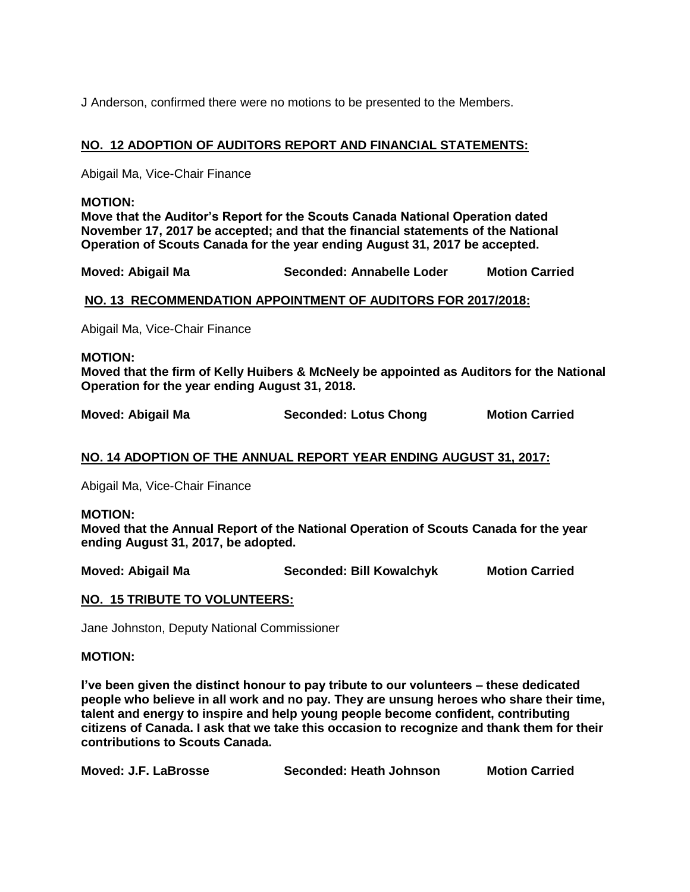J Anderson, confirmed there were no motions to be presented to the Members.

## NO. 12 ADOPTION OF AUDITORS REPORT AND FINANCIAL STATEMENTS:

Abigail Ma, Vice-Chair Finance

**MOTION:**

**Move that the Auditor's Report for the Scouts Canada National Operation dated November 17, 2017 be accepted; and that the financial statements of the National Operation of Scouts Canada for the year ending August 31, 2017 be accepted.**

**Moved: Abigail Ma  Seconded: Annabelle Loder  Motion Carried**

## NO. 13 RECOMMENDATION APPOINTMENT OF AUDITORS FOR 2017/2018:

Abigail Ma, Vice-Chair Finance

**MOTION:**

**Moved that the firm of Kelly Huibers & McNeely be appointed as Auditors for the National Operation for the year ending August 31, 2018.**

**Moved: Abigail Ma  Seconded: Lotus Chong  Motion Carried**

## NO. 14 ADOPTION OF THE ANNUAL REPORT YEAR ENDING AUGUST 31, 2017:

Abigail Ma, Vice-Chair Finance

**MOTION:**

**Moved that the Annual Report of the National Operation of Scouts Canada for the year ending August 31, 2017, be adopted.**

**Moved: Abigail Ma  Seconded: Bill Kowalchyk  Motion Carried**

## NO. 15 TRIBUTE TO VOLUNTEERS:

Jane Johnston, Deputy National Commissioner

**MOTION:**

**I've been given the distinct honour to pay tribute to our volunteers – these dedicated people who believe in all work and no pay. They are unsung heroes who share their time, talent and energy to inspire and help young people become confident, contributing citizens of Canada. I ask that we take this occasion to recognize and thank them for their contributions to Scouts Canada.**

**Moved: J.F. LaBrosse  Seconded: Heath Johnson  Motion Carried**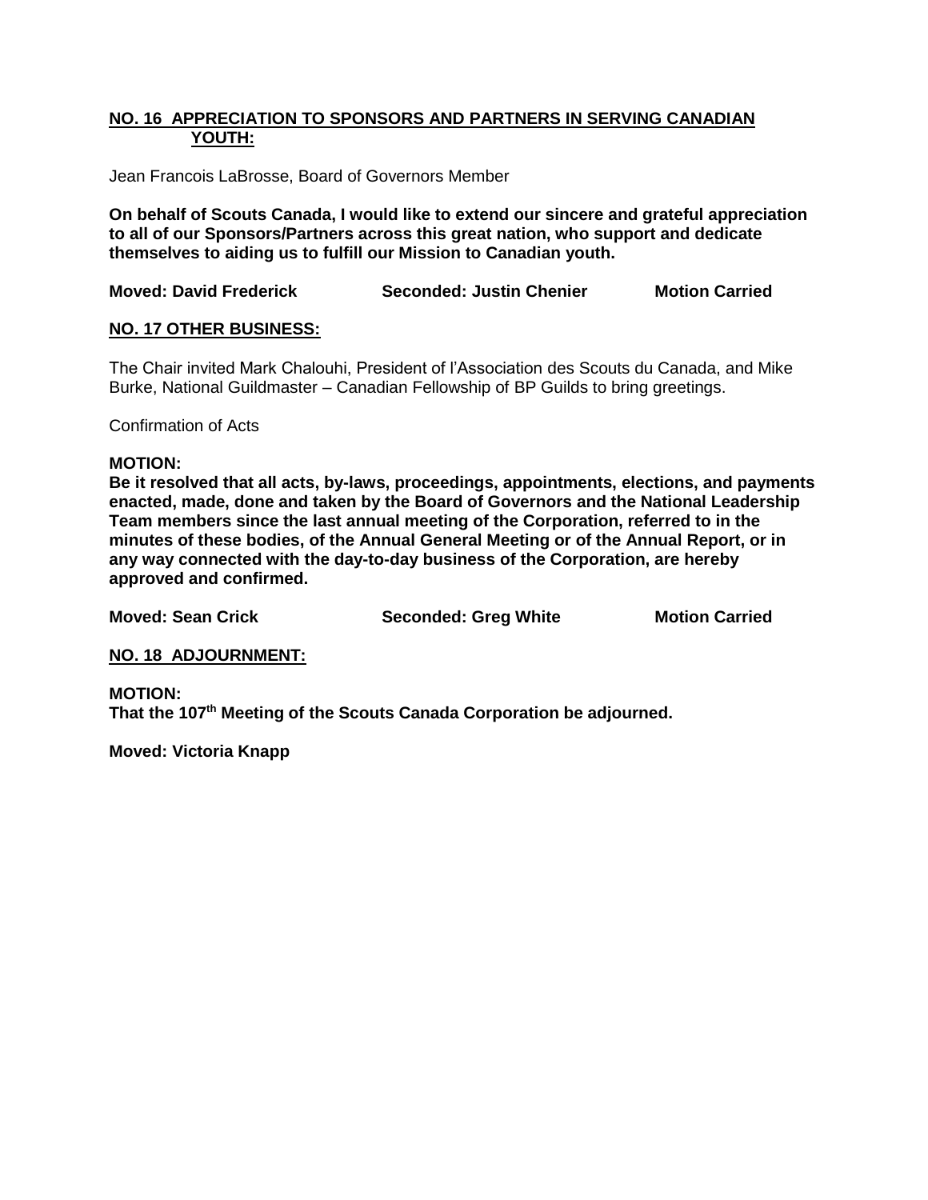**NO. 16 APPRECIATION TO SPONSORS AND PARTNERS IN SERVING CANADIAN YOUTH:**

Jean Francois LaBrosse, Board of Governors Member

**On behalf of Scouts Canada, I would like to extend our sincere and grateful appreciation to all of our Sponsors/Partners across this great nation, who support and dedicate themselves to aiding us to fulfill our Mission to Canadian youth.**

**Moved: David Frederick** **Seconded: Justin Chenier** **Motion Carried**

**NO. 17 OTHER BUSINESS:**

The Chair invited Mark Chalouhi, President of l'Association des Scouts du Canada, and Mike Burke, National Guildmaster – Canadian Fellowship of BP Guilds to bring greetings.

Confirmation of Acts

**MOTION:**
**Be it resolved that all acts, by-laws, proceedings, appointments, elections, and payments enacted, made, done and taken by the Board of Governors and the National Leadership Team members since the last annual meeting of the Corporation, referred to in the minutes of these bodies, of the Annual General Meeting or of the Annual Report, or in any way connected with the day-to-day business of the Corporation, are hereby approved and confirmed.**

**Moved: Sean Crick** **Seconded: Greg White** **Motion Carried**

**NO. 18 ADJOURNMENT:**

**MOTION:**
**That the 107th Meeting of the Scouts Canada Corporation be adjourned.**

**Moved: Victoria Knapp**